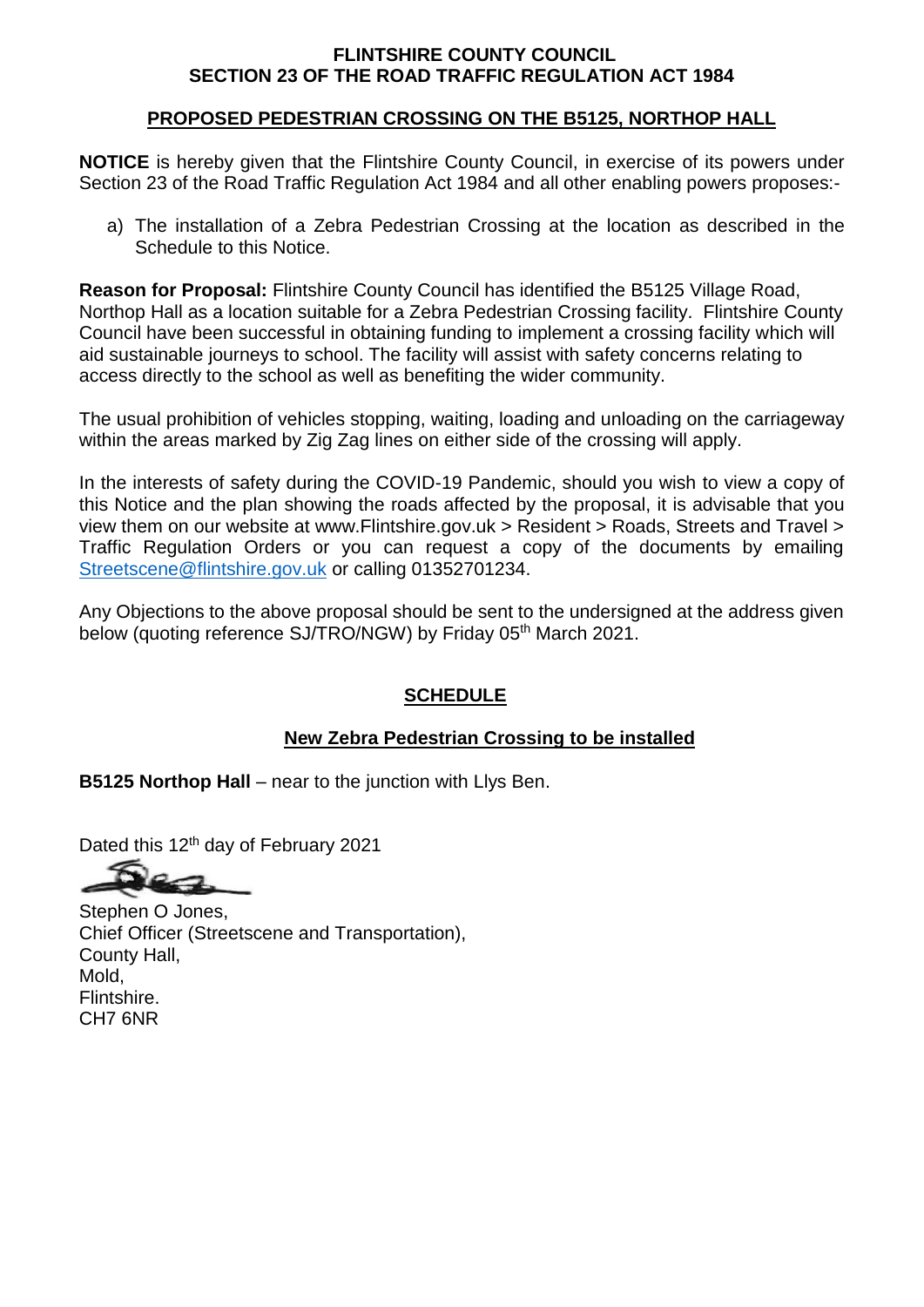**FLINTSHIRE COUNTY COUNCIL**
**SECTION 23 OF THE ROAD TRAFFIC REGULATION ACT 1984**

## PROPOSED PEDESTRIAN CROSSING ON THE B5125, NORTHOP HALL

**NOTICE** is hereby given that the Flintshire County Council, in exercise of its powers under Section 23 of the Road Traffic Regulation Act 1984 and all other enabling powers proposes:-

a) The installation of a Zebra Pedestrian Crossing at the location as described in the Schedule to this Notice.

**Reason for Proposal:** Flintshire County Council has identified the B5125 Village Road, Northop Hall as a location suitable for a Zebra Pedestrian Crossing facility. Flintshire County Council have been successful in obtaining funding to implement a crossing facility which will aid sustainable journeys to school. The facility will assist with safety concerns relating to access directly to the school as well as benefiting the wider community.

The usual prohibition of vehicles stopping, waiting, loading and unloading on the carriageway within the areas marked by Zig Zag lines on either side of the crossing will apply.

In the interests of safety during the COVID-19 Pandemic, should you wish to view a copy of this Notice and the plan showing the roads affected by the proposal, it is advisable that you view them on our website at www.Flintshire.gov.uk > Resident > Roads, Streets and Travel > Traffic Regulation Orders or you can request a copy of the documents by emailing Streetscene@flintshire.gov.uk or calling 01352701234.

Any Objections to the above proposal should be sent to the undersigned at the address given below (quoting reference SJ/TRO/NGW) by Friday 05th March 2021.

## SCHEDULE

### New Zebra Pedestrian Crossing to be installed

**B5125 Northop Hall** – near to the junction with Llys Ben.

Dated this 12th day of February 2021

Stephen O Jones,
Chief Officer (Streetscene and Transportation),
County Hall,
Mold,
Flintshire.
CH7 6NR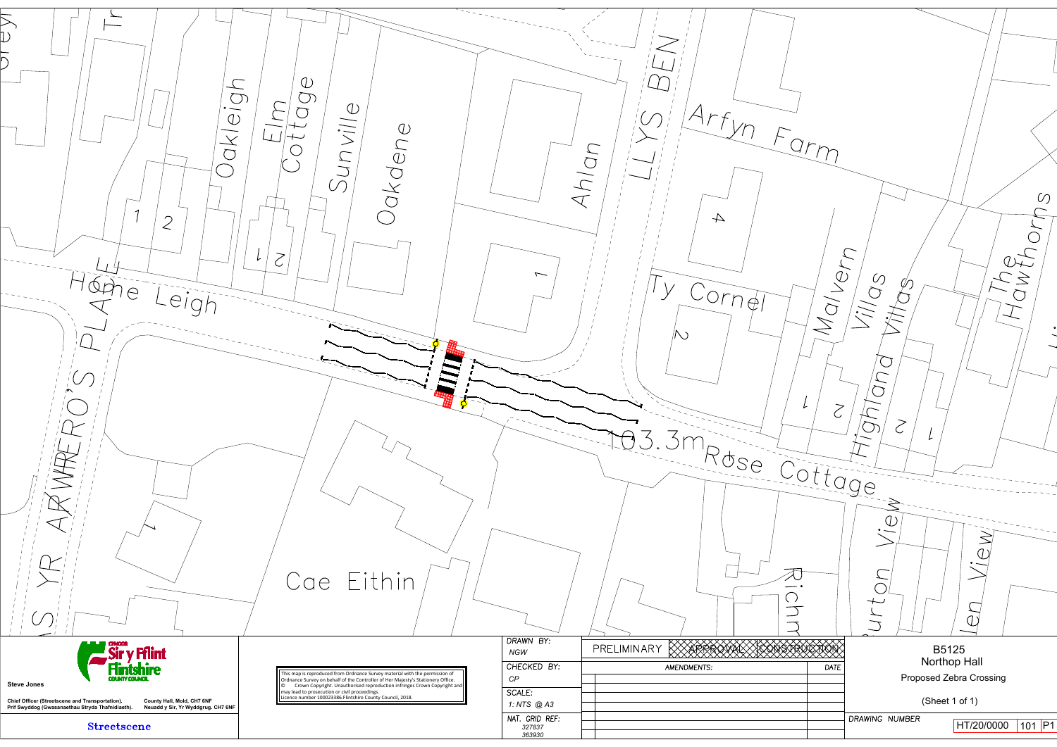Home Leigh

Oakleigh

Elm Cottage

Sunville

Oakdene

Ahlan

LLYS BEN

Arfyn Farm

Ty Cornel

Malvern Villas

Highland Villas

The Hawthorns

YR ARWYR ARWERO'S PLACE

103.3m

Rose Cottage

Cae Eithin

Richm

Burton View

Glen View

CYNGOR Sir y Fflint Flintshire COUNTY COUNCIL

**Steve Jones**

**Chief Officer (Streetscene and Transportation).**
**Prif Swyddog (Gwasanaethau Stryda Thafnidiaeth).**

**County Hall, Mold, CH7 6NF**
**Neuadd y Sir, Yr Wyddgrug. CH7 6NF**

Streetscene

This map is reproduced from Ordnance Survey material with the permission of Ordnance Survey on behalf of the Controller of Her Majesty's Stationery Office. © Crown Copyright. Unauthorised reproduction infringes Crown Copyright and may lead to prosecution or civil proceedings. Licence number 100023386.Flintshire County Council, 2018.

| | |
|---|---|
| DRAWN BY: | *NGW* |
| CHECKED BY: | *CP* |
| SCALE: | *1: NTS @ A3* |
| NAT. GRID REF: | *327837 363930* |

PRELIMINARY | APPROVAL | CONSTRUCTION

| AMENDMENTS: | DATE |
|---|---|
| | |

B5125
Northop Hall

Proposed Zebra Crossing

(Sheet 1 of 1)

DRAWING NUMBER: HT/20/0000 | 101 | P1